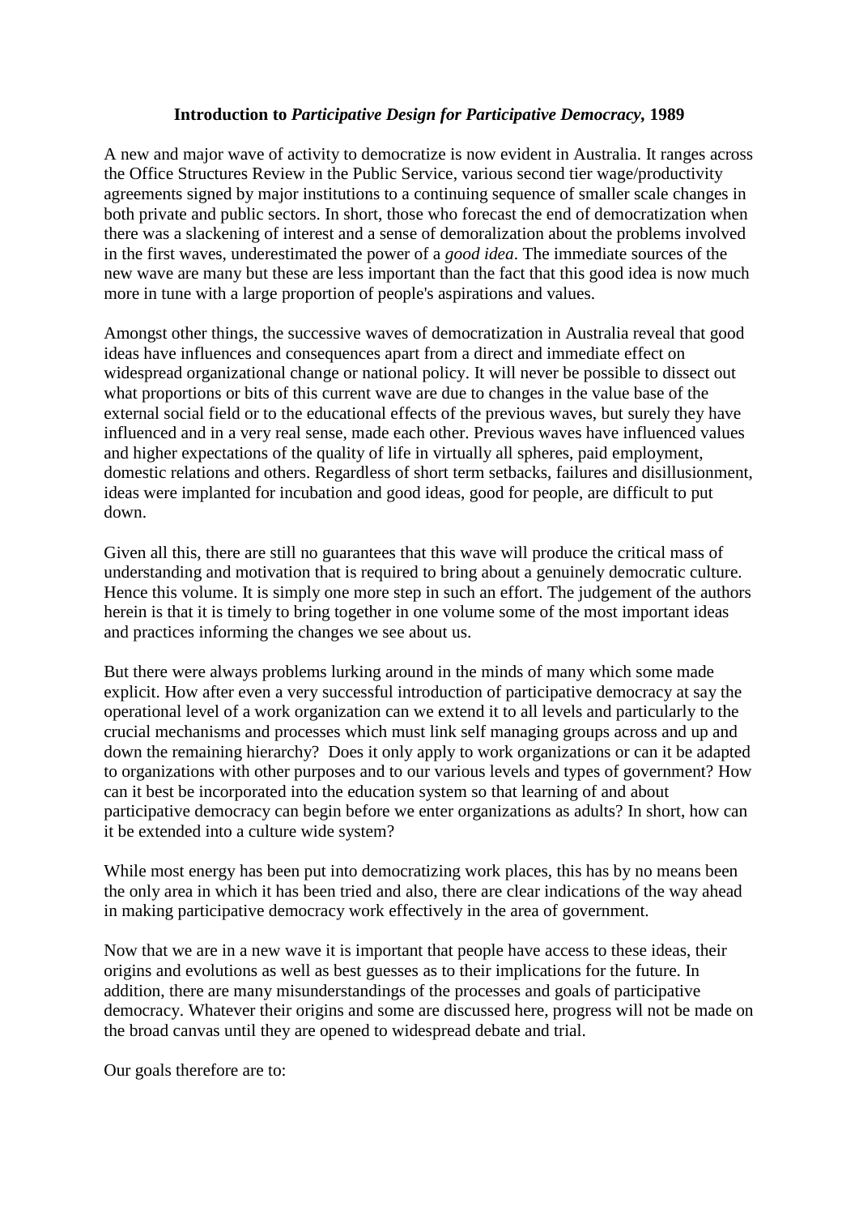# Introduction to *Participative Design for Participative Democracy*, 1989

A new and major wave of activity to democratize is now evident in Australia. It ranges across the Office Structures Review in the Public Service, various second tier wage/productivity agreements signed by major institutions to a continuing sequence of smaller scale changes in both private and public sectors. In short, those who forecast the end of democratization when there was a slackening of interest and a sense of demoralization about the problems involved in the first waves, underestimated the power of a *good idea*. The immediate sources of the new wave are many but these are less important than the fact that this good idea is now much more in tune with a large proportion of people's aspirations and values.

Amongst other things, the successive waves of democratization in Australia reveal that good ideas have influences and consequences apart from a direct and immediate effect on widespread organizational change or national policy. It will never be possible to dissect out what proportions or bits of this current wave are due to changes in the value base of the external social field or to the educational effects of the previous waves, but surely they have influenced and in a very real sense, made each other. Previous waves have influenced values and higher expectations of the quality of life in virtually all spheres, paid employment, domestic relations and others. Regardless of short term setbacks, failures and disillusionment, ideas were implanted for incubation and good ideas, good for people, are difficult to put down.

Given all this, there are still no guarantees that this wave will produce the critical mass of understanding and motivation that is required to bring about a genuinely democratic culture. Hence this volume. It is simply one more step in such an effort. The judgement of the authors herein is that it is timely to bring together in one volume some of the most important ideas and practices informing the changes we see about us.

But there were always problems lurking around in the minds of many which some made explicit. How after even a very successful introduction of participative democracy at say the operational level of a work organization can we extend it to all levels and particularly to the crucial mechanisms and processes which must link self managing groups across and up and down the remaining hierarchy? Does it only apply to work organizations or can it be adapted to organizations with other purposes and to our various levels and types of government? How can it best be incorporated into the education system so that learning of and about participative democracy can begin before we enter organizations as adults? In short, how can it be extended into a culture wide system?

While most energy has been put into democratizing work places, this has by no means been the only area in which it has been tried and also, there are clear indications of the way ahead in making participative democracy work effectively in the area of government.

Now that we are in a new wave it is important that people have access to these ideas, their origins and evolutions as well as best guesses as to their implications for the future. In addition, there are many misunderstandings of the processes and goals of participative democracy. Whatever their origins and some are discussed here, progress will not be made on the broad canvas until they are opened to widespread debate and trial.

Our goals therefore are to: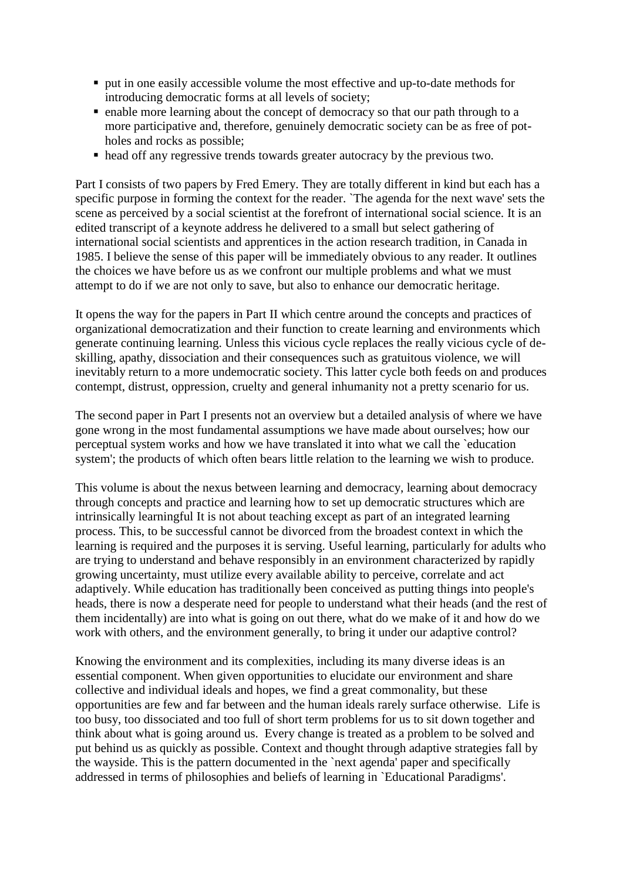- put in one easily accessible volume the most effective and up-to-date methods for introducing democratic forms at all levels of society;
- enable more learning about the concept of democracy so that our path through to a more participative and, therefore, genuinely democratic society can be as free of pot-holes and rocks as possible;
- head off any regressive trends towards greater autocracy by the previous two.

Part I consists of two papers by Fred Emery. They are totally different in kind but each has a specific purpose in forming the context for the reader. `The agenda for the next wave' sets the scene as perceived by a social scientist at the forefront of international social science. It is an edited transcript of a keynote address he delivered to a small but select gathering of international social scientists and apprentices in the action research tradition, in Canada in 1985. I believe the sense of this paper will be immediately obvious to any reader. It outlines the choices we have before us as we confront our multiple problems and what we must attempt to do if we are not only to save, but also to enhance our democratic heritage.

It opens the way for the papers in Part II which centre around the concepts and practices of organizational democratization and their function to create learning and environments which generate continuing learning. Unless this vicious cycle replaces the really vicious cycle of de-skilling, apathy, dissociation and their consequences such as gratuitous violence, we will inevitably return to a more undemocratic society. This latter cycle both feeds on and produces contempt, distrust, oppression, cruelty and general inhumanity not a pretty scenario for us.

The second paper in Part I presents not an overview but a detailed analysis of where we have gone wrong in the most fundamental assumptions we have made about ourselves; how our perceptual system works and how we have translated it into what we call the `education system'; the products of which often bears little relation to the learning we wish to produce.

This volume is about the nexus between learning and democracy, learning about democracy through concepts and practice and learning how to set up democratic structures which are intrinsically learningful It is not about teaching except as part of an integrated learning process. This, to be successful cannot be divorced from the broadest context in which the learning is required and the purposes it is serving. Useful learning, particularly for adults who are trying to understand and behave responsibly in an environment characterized by rapidly growing uncertainty, must utilize every available ability to perceive, correlate and act adaptively. While education has traditionally been conceived as putting things into people's heads, there is now a desperate need for people to understand what their heads (and the rest of them incidentally) are into what is going on out there, what do we make of it and how do we work with others, and the environment generally, to bring it under our adaptive control?

Knowing the environment and its complexities, including its many diverse ideas is an essential component. When given opportunities to elucidate our environment and share collective and individual ideals and hopes, we find a great commonality, but these opportunities are few and far between and the human ideals rarely surface otherwise. Life is too busy, too dissociated and too full of short term problems for us to sit down together and think about what is going around us. Every change is treated as a problem to be solved and put behind us as quickly as possible. Context and thought through adaptive strategies fall by the wayside. This is the pattern documented in the `next agenda' paper and specifically addressed in terms of philosophies and beliefs of learning in `Educational Paradigms'.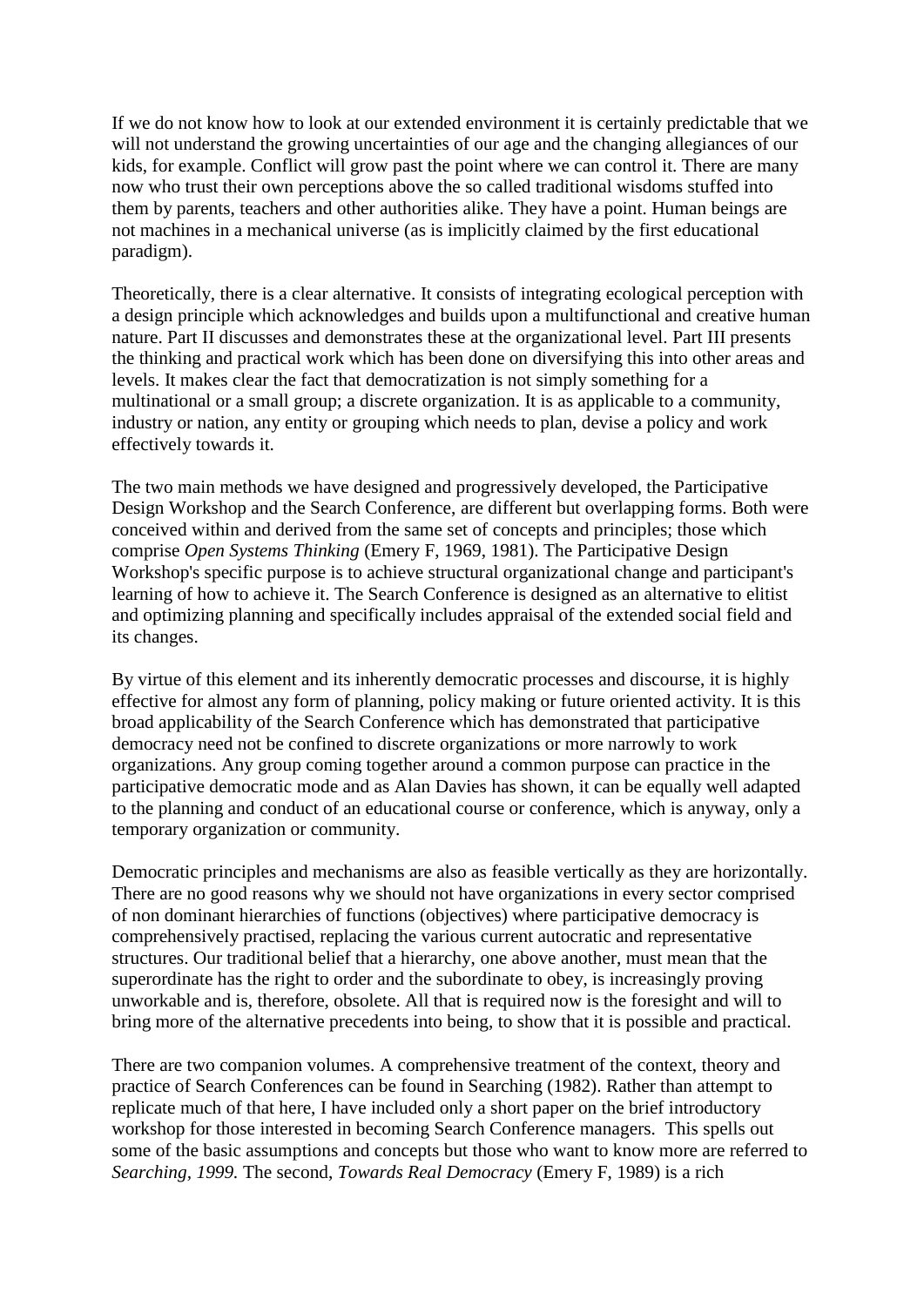If we do not know how to look at our extended environment it is certainly predictable that we will not understand the growing uncertainties of our age and the changing allegiances of our kids, for example. Conflict will grow past the point where we can control it. There are many now who trust their own perceptions above the so called traditional wisdoms stuffed into them by parents, teachers and other authorities alike. They have a point. Human beings are not machines in a mechanical universe (as is implicitly claimed by the first educational paradigm).

Theoretically, there is a clear alternative. It consists of integrating ecological perception with a design principle which acknowledges and builds upon a multifunctional and creative human nature. Part II discusses and demonstrates these at the organizational level. Part III presents the thinking and practical work which has been done on diversifying this into other areas and levels. It makes clear the fact that democratization is not simply something for a multinational or a small group; a discrete organization. It is as applicable to a community, industry or nation, any entity or grouping which needs to plan, devise a policy and work effectively towards it.

The two main methods we have designed and progressively developed, the Participative Design Workshop and the Search Conference, are different but overlapping forms. Both were conceived within and derived from the same set of concepts and principles; those which comprise *Open Systems Thinking* (Emery F, 1969, 1981). The Participative Design Workshop's specific purpose is to achieve structural organizational change and participant's learning of how to achieve it. The Search Conference is designed as an alternative to elitist and optimizing planning and specifically includes appraisal of the extended social field and its changes.

By virtue of this element and its inherently democratic processes and discourse, it is highly effective for almost any form of planning, policy making or future oriented activity. It is this broad applicability of the Search Conference which has demonstrated that participative democracy need not be confined to discrete organizations or more narrowly to work organizations. Any group coming together around a common purpose can practice in the participative democratic mode and as Alan Davies has shown, it can be equally well adapted to the planning and conduct of an educational course or conference, which is anyway, only a temporary organization or community.

Democratic principles and mechanisms are also as feasible vertically as they are horizontally. There are no good reasons why we should not have organizations in every sector comprised of non dominant hierarchies of functions (objectives) where participative democracy is comprehensively practised, replacing the various current autocratic and representative structures. Our traditional belief that a hierarchy, one above another, must mean that the superordinate has the right to order and the subordinate to obey, is increasingly proving unworkable and is, therefore, obsolete. All that is required now is the foresight and will to bring more of the alternative precedents into being, to show that it is possible and practical.

There are two companion volumes. A comprehensive treatment of the context, theory and practice of Search Conferences can be found in Searching (1982). Rather than attempt to replicate much of that here, I have included only a short paper on the brief introductory workshop for those interested in becoming Search Conference managers. This spells out some of the basic assumptions and concepts but those who want to know more are referred to *Searching, 1999.* The second, *Towards Real Democracy* (Emery F, 1989) is a rich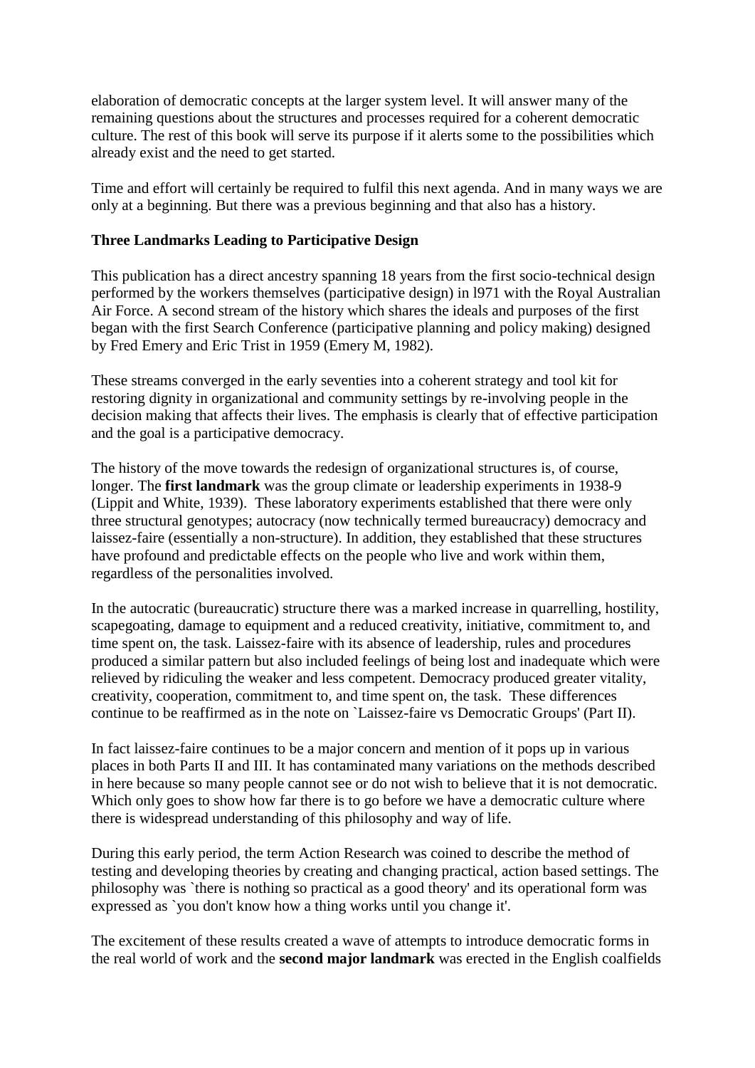elaboration of democratic concepts at the larger system level. It will answer many of the remaining questions about the structures and processes required for a coherent democratic culture. The rest of this book will serve its purpose if it alerts some to the possibilities which already exist and the need to get started.

Time and effort will certainly be required to fulfil this next agenda. And in many ways we are only at a beginning. But there was a previous beginning and that also has a history.

**Three Landmarks Leading to Participative Design**

This publication has a direct ancestry spanning 18 years from the first socio-technical design performed by the workers themselves (participative design) in l971 with the Royal Australian Air Force. A second stream of the history which shares the ideals and purposes of the first began with the first Search Conference (participative planning and policy making) designed by Fred Emery and Eric Trist in 1959 (Emery M, 1982).

These streams converged in the early seventies into a coherent strategy and tool kit for restoring dignity in organizational and community settings by re-involving people in the decision making that affects their lives. The emphasis is clearly that of effective participation and the goal is a participative democracy.

The history of the move towards the redesign of organizational structures is, of course, longer. The **first landmark** was the group climate or leadership experiments in 1938-9 (Lippit and White, 1939). These laboratory experiments established that there were only three structural genotypes; autocracy (now technically termed bureaucracy) democracy and laissez-faire (essentially a non-structure). In addition, they established that these structures have profound and predictable effects on the people who live and work within them, regardless of the personalities involved.

In the autocratic (bureaucratic) structure there was a marked increase in quarrelling, hostility, scapegoating, damage to equipment and a reduced creativity, initiative, commitment to, and time spent on, the task. Laissez-faire with its absence of leadership, rules and procedures produced a similar pattern but also included feelings of being lost and inadequate which were relieved by ridiculing the weaker and less competent. Democracy produced greater vitality, creativity, cooperation, commitment to, and time spent on, the task. These differences continue to be reaffirmed as in the note on `Laissez-faire vs Democratic Groups' (Part II).

In fact laissez-faire continues to be a major concern and mention of it pops up in various places in both Parts II and III. It has contaminated many variations on the methods described in here because so many people cannot see or do not wish to believe that it is not democratic. Which only goes to show how far there is to go before we have a democratic culture where there is widespread understanding of this philosophy and way of life.

During this early period, the term Action Research was coined to describe the method of testing and developing theories by creating and changing practical, action based settings. The philosophy was `there is nothing so practical as a good theory' and its operational form was expressed as `you don't know how a thing works until you change it'.

The excitement of these results created a wave of attempts to introduce democratic forms in the real world of work and the **second major landmark** was erected in the English coalfields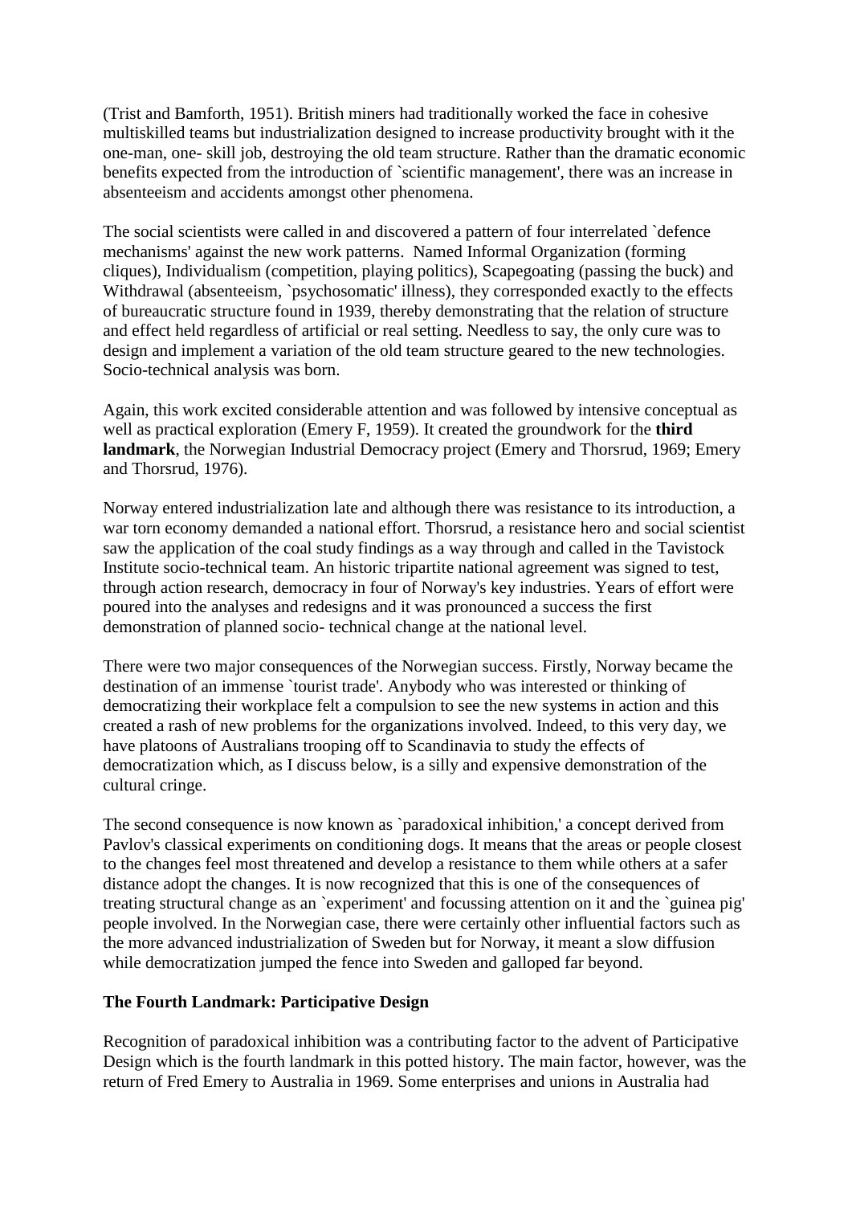(Trist and Bamforth, 1951). British miners had traditionally worked the face in cohesive multiskilled teams but industrialization designed to increase productivity brought with it the one-man, one- skill job, destroying the old team structure. Rather than the dramatic economic benefits expected from the introduction of `scientific management', there was an increase in absenteeism and accidents amongst other phenomena.

The social scientists were called in and discovered a pattern of four interrelated `defence mechanisms' against the new work patterns. Named Informal Organization (forming cliques), Individualism (competition, playing politics), Scapegoating (passing the buck) and Withdrawal (absenteeism, `psychosomatic' illness), they corresponded exactly to the effects of bureaucratic structure found in 1939, thereby demonstrating that the relation of structure and effect held regardless of artificial or real setting. Needless to say, the only cure was to design and implement a variation of the old team structure geared to the new technologies. Socio-technical analysis was born.

Again, this work excited considerable attention and was followed by intensive conceptual as well as practical exploration (Emery F, 1959). It created the groundwork for the **third landmark**, the Norwegian Industrial Democracy project (Emery and Thorsrud, 1969; Emery and Thorsrud, 1976).

Norway entered industrialization late and although there was resistance to its introduction, a war torn economy demanded a national effort. Thorsrud, a resistance hero and social scientist saw the application of the coal study findings as a way through and called in the Tavistock Institute socio-technical team. An historic tripartite national agreement was signed to test, through action research, democracy in four of Norway's key industries. Years of effort were poured into the analyses and redesigns and it was pronounced a success the first demonstration of planned socio- technical change at the national level.

There were two major consequences of the Norwegian success. Firstly, Norway became the destination of an immense `tourist trade'. Anybody who was interested or thinking of democratizing their workplace felt a compulsion to see the new systems in action and this created a rash of new problems for the organizations involved. Indeed, to this very day, we have platoons of Australians trooping off to Scandinavia to study the effects of democratization which, as I discuss below, is a silly and expensive demonstration of the cultural cringe.

The second consequence is now known as `paradoxical inhibition,' a concept derived from Pavlov's classical experiments on conditioning dogs. It means that the areas or people closest to the changes feel most threatened and develop a resistance to them while others at a safer distance adopt the changes. It is now recognized that this is one of the consequences of treating structural change as an `experiment' and focussing attention on it and the `guinea pig' people involved. In the Norwegian case, there were certainly other influential factors such as the more advanced industrialization of Sweden but for Norway, it meant a slow diffusion while democratization jumped the fence into Sweden and galloped far beyond.

### The Fourth Landmark: Participative Design

Recognition of paradoxical inhibition was a contributing factor to the advent of Participative Design which is the fourth landmark in this potted history. The main factor, however, was the return of Fred Emery to Australia in 1969. Some enterprises and unions in Australia had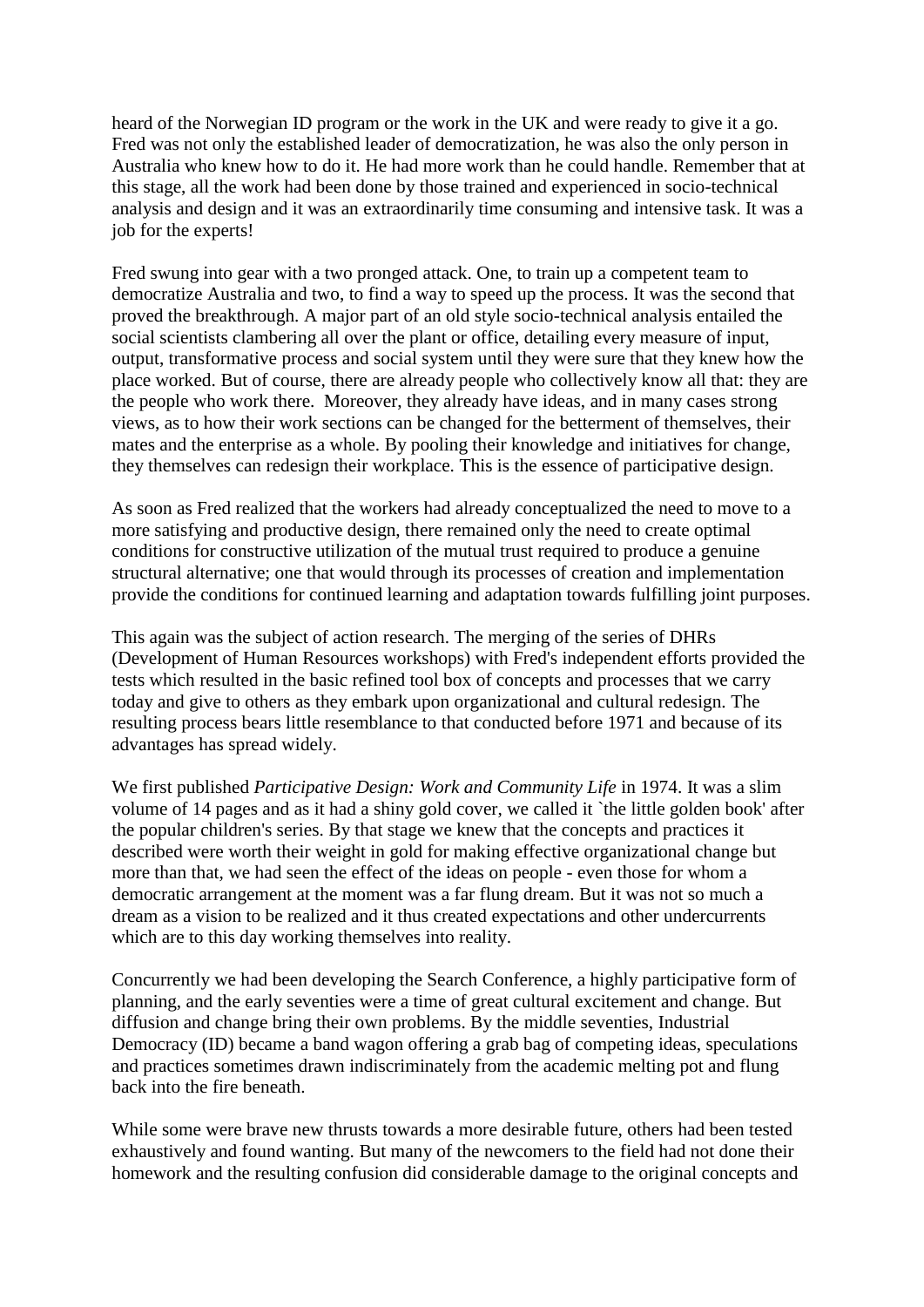heard of the Norwegian ID program or the work in the UK and were ready to give it a go. Fred was not only the established leader of democratization, he was also the only person in Australia who knew how to do it. He had more work than he could handle. Remember that at this stage, all the work had been done by those trained and experienced in socio-technical analysis and design and it was an extraordinarily time consuming and intensive task. It was a job for the experts!

Fred swung into gear with a two pronged attack. One, to train up a competent team to democratize Australia and two, to find a way to speed up the process. It was the second that proved the breakthrough. A major part of an old style socio-technical analysis entailed the social scientists clambering all over the plant or office, detailing every measure of input, output, transformative process and social system until they were sure that they knew how the place worked. But of course, there are already people who collectively know all that: they are the people who work there. Moreover, they already have ideas, and in many cases strong views, as to how their work sections can be changed for the betterment of themselves, their mates and the enterprise as a whole. By pooling their knowledge and initiatives for change, they themselves can redesign their workplace. This is the essence of participative design.

As soon as Fred realized that the workers had already conceptualized the need to move to a more satisfying and productive design, there remained only the need to create optimal conditions for constructive utilization of the mutual trust required to produce a genuine structural alternative; one that would through its processes of creation and implementation provide the conditions for continued learning and adaptation towards fulfilling joint purposes.

This again was the subject of action research. The merging of the series of DHRs (Development of Human Resources workshops) with Fred's independent efforts provided the tests which resulted in the basic refined tool box of concepts and processes that we carry today and give to others as they embark upon organizational and cultural redesign. The resulting process bears little resemblance to that conducted before 1971 and because of its advantages has spread widely.

We first published *Participative Design: Work and Community Life* in 1974. It was a slim volume of 14 pages and as it had a shiny gold cover, we called it `the little golden book' after the popular children's series. By that stage we knew that the concepts and practices it described were worth their weight in gold for making effective organizational change but more than that, we had seen the effect of the ideas on people - even those for whom a democratic arrangement at the moment was a far flung dream. But it was not so much a dream as a vision to be realized and it thus created expectations and other undercurrents which are to this day working themselves into reality.

Concurrently we had been developing the Search Conference, a highly participative form of planning, and the early seventies were a time of great cultural excitement and change. But diffusion and change bring their own problems. By the middle seventies, Industrial Democracy (ID) became a band wagon offering a grab bag of competing ideas, speculations and practices sometimes drawn indiscriminately from the academic melting pot and flung back into the fire beneath.

While some were brave new thrusts towards a more desirable future, others had been tested exhaustively and found wanting. But many of the newcomers to the field had not done their homework and the resulting confusion did considerable damage to the original concepts and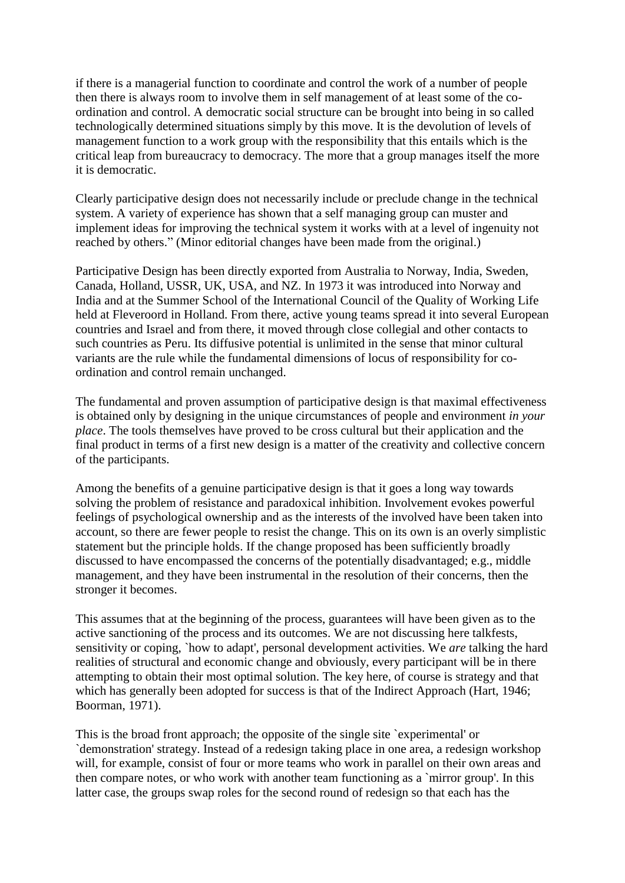if there is a managerial function to coordinate and control the work of a number of people then there is always room to involve them in self management of at least some of the co-ordination and control. A democratic social structure can be brought into being in so called technologically determined situations simply by this move. It is the devolution of levels of management function to a work group with the responsibility that this entails which is the critical leap from bureaucracy to democracy. The more that a group manages itself the more it is democratic.

Clearly participative design does not necessarily include or preclude change in the technical system. A variety of experience has shown that a self managing group can muster and implement ideas for improving the technical system it works with at a level of ingenuity not reached by others." (Minor editorial changes have been made from the original.)

Participative Design has been directly exported from Australia to Norway, India, Sweden, Canada, Holland, USSR, UK, USA, and NZ. In 1973 it was introduced into Norway and India and at the Summer School of the International Council of the Quality of Working Life held at Fleveroord in Holland. From there, active young teams spread it into several European countries and Israel and from there, it moved through close collegial and other contacts to such countries as Peru. Its diffusive potential is unlimited in the sense that minor cultural variants are the rule while the fundamental dimensions of locus of responsibility for co-ordination and control remain unchanged.

The fundamental and proven assumption of participative design is that maximal effectiveness is obtained only by designing in the unique circumstances of people and environment *in your place*. The tools themselves have proved to be cross cultural but their application and the final product in terms of a first new design is a matter of the creativity and collective concern of the participants.

Among the benefits of a genuine participative design is that it goes a long way towards solving the problem of resistance and paradoxical inhibition. Involvement evokes powerful feelings of psychological ownership and as the interests of the involved have been taken into account, so there are fewer people to resist the change. This on its own is an overly simplistic statement but the principle holds. If the change proposed has been sufficiently broadly discussed to have encompassed the concerns of the potentially disadvantaged; e.g., middle management, and they have been instrumental in the resolution of their concerns, then the stronger it becomes.

This assumes that at the beginning of the process, guarantees will have been given as to the active sanctioning of the process and its outcomes. We are not discussing here talkfests, sensitivity or coping, `how to adapt', personal development activities. We *are* talking the hard realities of structural and economic change and obviously, every participant will be in there attempting to obtain their most optimal solution. The key here, of course is strategy and that which has generally been adopted for success is that of the Indirect Approach (Hart, 1946; Boorman, 1971).

This is the broad front approach; the opposite of the single site `experimental' or `demonstration' strategy. Instead of a redesign taking place in one area, a redesign workshop will, for example, consist of four or more teams who work in parallel on their own areas and then compare notes, or who work with another team functioning as a `mirror group'. In this latter case, the groups swap roles for the second round of redesign so that each has the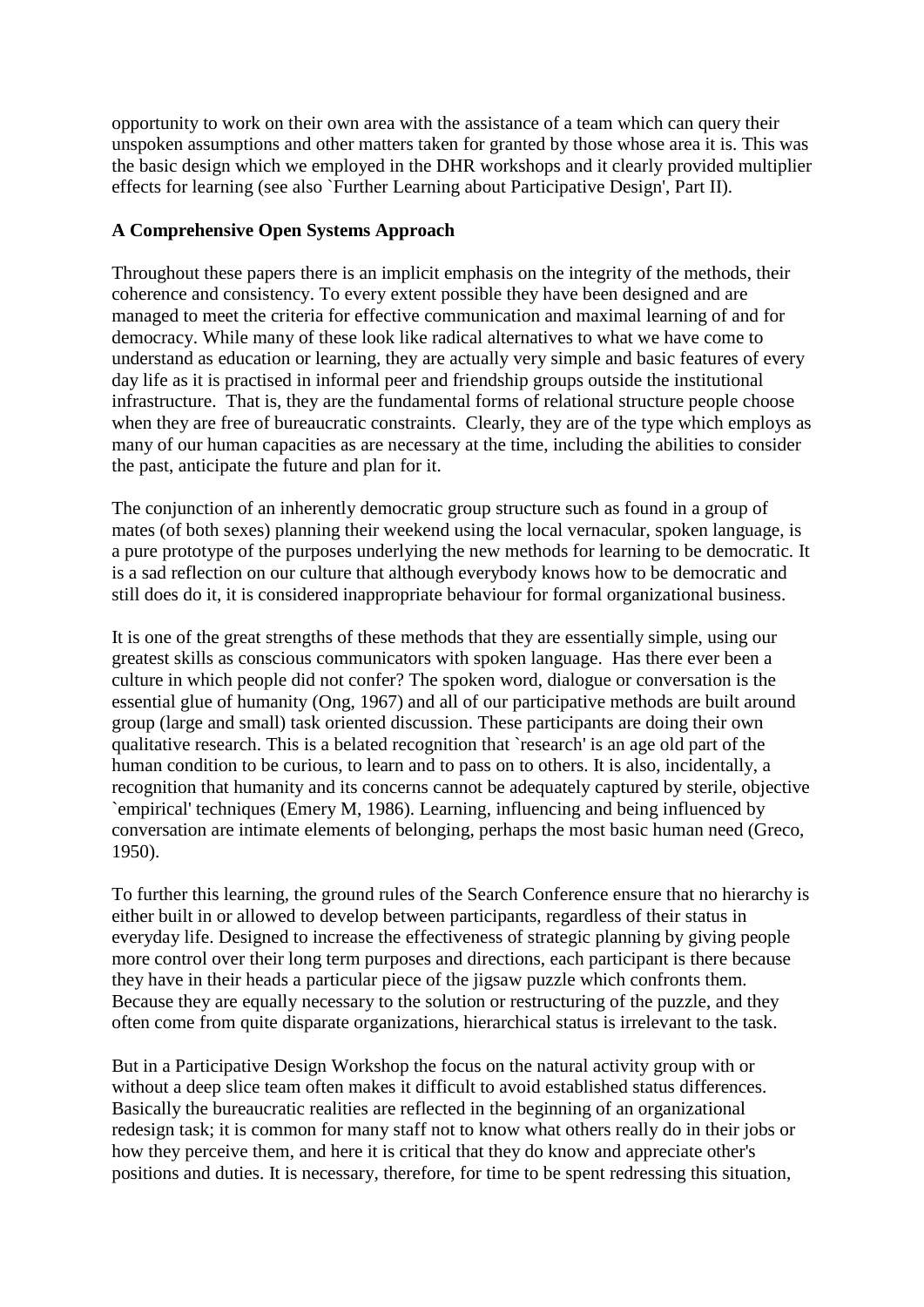opportunity to work on their own area with the assistance of a team which can query their unspoken assumptions and other matters taken for granted by those whose area it is. This was the basic design which we employed in the DHR workshops and it clearly provided multiplier effects for learning (see also `Further Learning about Participative Design', Part II).

**A Comprehensive Open Systems Approach**

Throughout these papers there is an implicit emphasis on the integrity of the methods, their coherence and consistency. To every extent possible they have been designed and are managed to meet the criteria for effective communication and maximal learning of and for democracy. While many of these look like radical alternatives to what we have come to understand as education or learning, they are actually very simple and basic features of every day life as it is practised in informal peer and friendship groups outside the institutional infrastructure. That is, they are the fundamental forms of relational structure people choose when they are free of bureaucratic constraints. Clearly, they are of the type which employs as many of our human capacities as are necessary at the time, including the abilities to consider the past, anticipate the future and plan for it.

The conjunction of an inherently democratic group structure such as found in a group of mates (of both sexes) planning their weekend using the local vernacular, spoken language, is a pure prototype of the purposes underlying the new methods for learning to be democratic. It is a sad reflection on our culture that although everybody knows how to be democratic and still does do it, it is considered inappropriate behaviour for formal organizational business.

It is one of the great strengths of these methods that they are essentially simple, using our greatest skills as conscious communicators with spoken language. Has there ever been a culture in which people did not confer? The spoken word, dialogue or conversation is the essential glue of humanity (Ong, 1967) and all of our participative methods are built around group (large and small) task oriented discussion. These participants are doing their own qualitative research. This is a belated recognition that `research' is an age old part of the human condition to be curious, to learn and to pass on to others. It is also, incidentally, a recognition that humanity and its concerns cannot be adequately captured by sterile, objective `empirical' techniques (Emery M, 1986). Learning, influencing and being influenced by conversation are intimate elements of belonging, perhaps the most basic human need (Greco, 1950).

To further this learning, the ground rules of the Search Conference ensure that no hierarchy is either built in or allowed to develop between participants, regardless of their status in everyday life. Designed to increase the effectiveness of strategic planning by giving people more control over their long term purposes and directions, each participant is there because they have in their heads a particular piece of the jigsaw puzzle which confronts them. Because they are equally necessary to the solution or restructuring of the puzzle, and they often come from quite disparate organizations, hierarchical status is irrelevant to the task.

But in a Participative Design Workshop the focus on the natural activity group with or without a deep slice team often makes it difficult to avoid established status differences. Basically the bureaucratic realities are reflected in the beginning of an organizational redesign task; it is common for many staff not to know what others really do in their jobs or how they perceive them, and here it is critical that they do know and appreciate other's positions and duties. It is necessary, therefore, for time to be spent redressing this situation,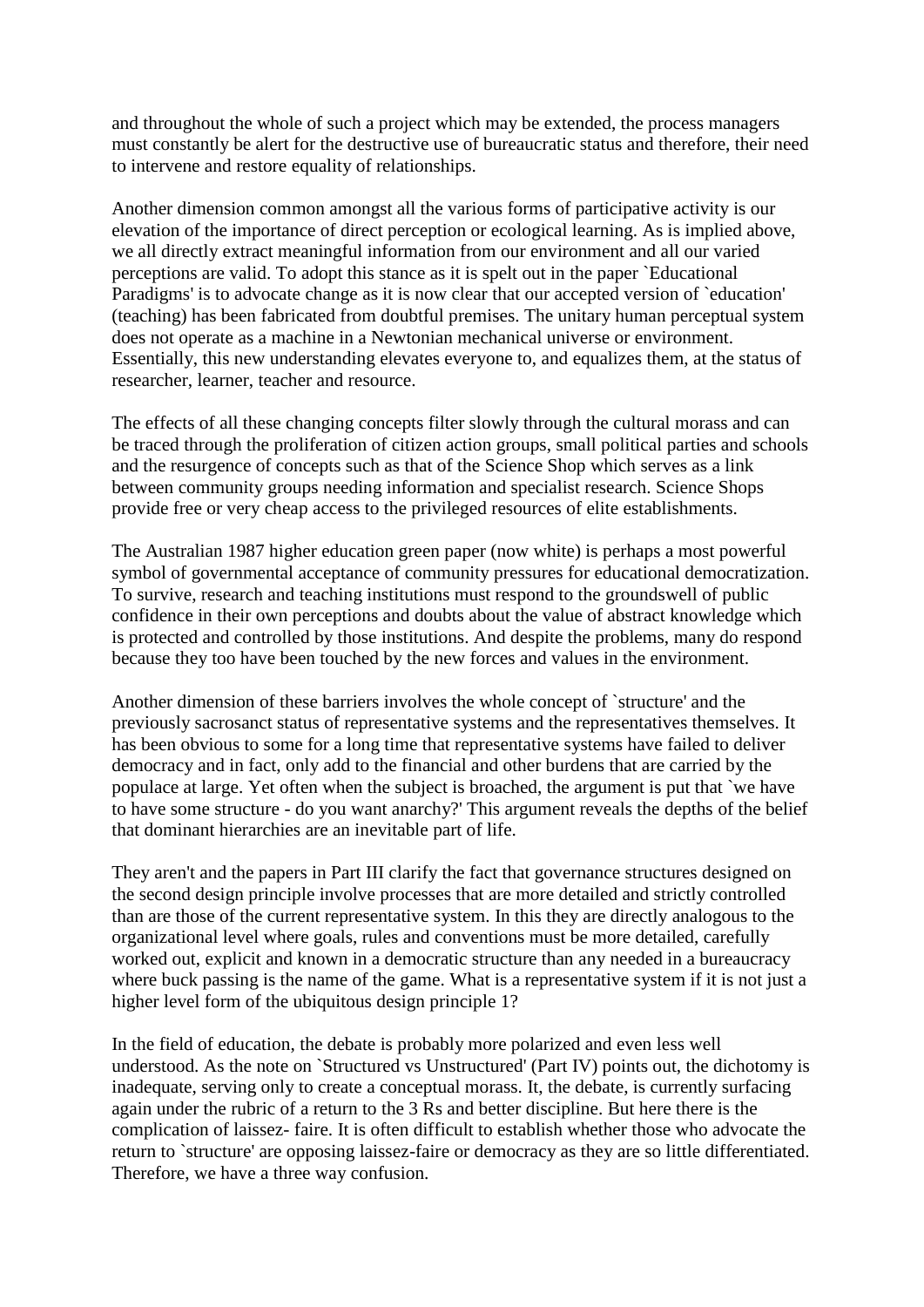and throughout the whole of such a project which may be extended, the process managers must constantly be alert for the destructive use of bureaucratic status and therefore, their need to intervene and restore equality of relationships.

Another dimension common amongst all the various forms of participative activity is our elevation of the importance of direct perception or ecological learning. As is implied above, we all directly extract meaningful information from our environment and all our varied perceptions are valid. To adopt this stance as it is spelt out in the paper `Educational Paradigms' is to advocate change as it is now clear that our accepted version of `education' (teaching) has been fabricated from doubtful premises. The unitary human perceptual system does not operate as a machine in a Newtonian mechanical universe or environment. Essentially, this new understanding elevates everyone to, and equalizes them, at the status of researcher, learner, teacher and resource.

The effects of all these changing concepts filter slowly through the cultural morass and can be traced through the proliferation of citizen action groups, small political parties and schools and the resurgence of concepts such as that of the Science Shop which serves as a link between community groups needing information and specialist research. Science Shops provide free or very cheap access to the privileged resources of elite establishments.

The Australian 1987 higher education green paper (now white) is perhaps a most powerful symbol of governmental acceptance of community pressures for educational democratization. To survive, research and teaching institutions must respond to the groundswell of public confidence in their own perceptions and doubts about the value of abstract knowledge which is protected and controlled by those institutions. And despite the problems, many do respond because they too have been touched by the new forces and values in the environment.

Another dimension of these barriers involves the whole concept of `structure' and the previously sacrosanct status of representative systems and the representatives themselves. It has been obvious to some for a long time that representative systems have failed to deliver democracy and in fact, only add to the financial and other burdens that are carried by the populace at large. Yet often when the subject is broached, the argument is put that `we have to have some structure - do you want anarchy?' This argument reveals the depths of the belief that dominant hierarchies are an inevitable part of life.

They aren't and the papers in Part III clarify the fact that governance structures designed on the second design principle involve processes that are more detailed and strictly controlled than are those of the current representative system. In this they are directly analogous to the organizational level where goals, rules and conventions must be more detailed, carefully worked out, explicit and known in a democratic structure than any needed in a bureaucracy where buck passing is the name of the game. What is a representative system if it is not just a higher level form of the ubiquitous design principle 1?

In the field of education, the debate is probably more polarized and even less well understood. As the note on `Structured vs Unstructured' (Part IV) points out, the dichotomy is inadequate, serving only to create a conceptual morass. It, the debate, is currently surfacing again under the rubric of a return to the 3 Rs and better discipline. But here there is the complication of laissez- faire. It is often difficult to establish whether those who advocate the return to `structure' are opposing laissez-faire or democracy as they are so little differentiated. Therefore, we have a three way confusion.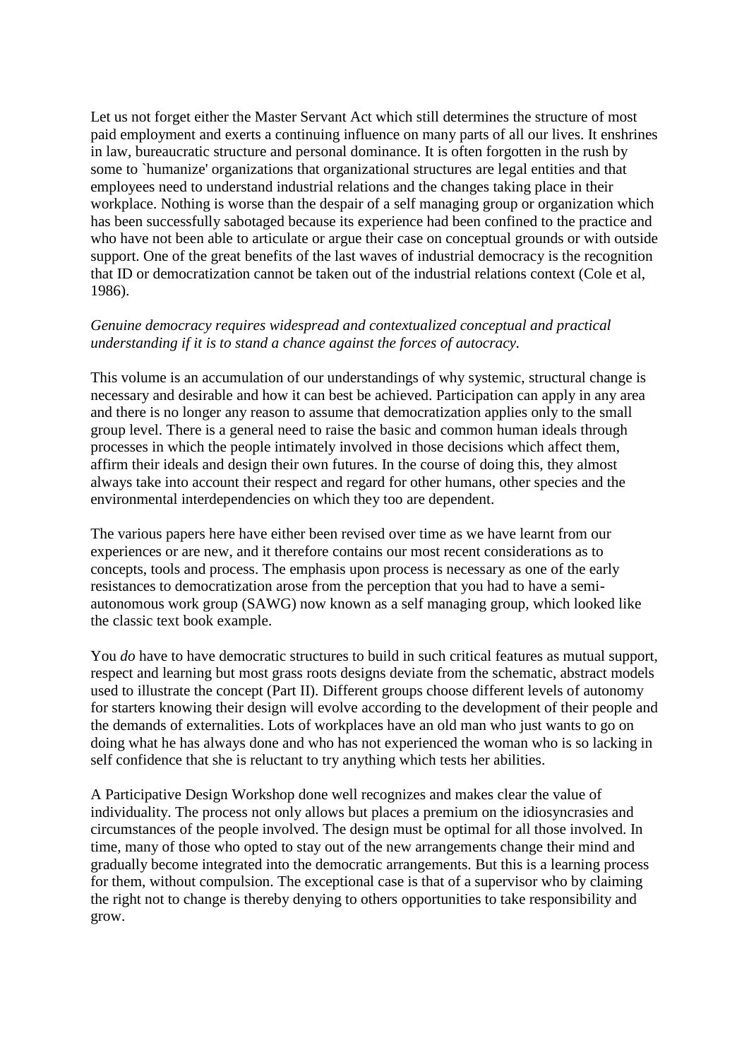Let us not forget either the Master Servant Act which still determines the structure of most paid employment and exerts a continuing influence on many parts of all our lives. It enshrines in law, bureaucratic structure and personal dominance. It is often forgotten in the rush by some to `humanize' organizations that organizational structures are legal entities and that employees need to understand industrial relations and the changes taking place in their workplace. Nothing is worse than the despair of a self managing group or organization which has been successfully sabotaged because its experience had been confined to the practice and who have not been able to articulate or argue their case on conceptual grounds or with outside support. One of the great benefits of the last waves of industrial democracy is the recognition that ID or democratization cannot be taken out of the industrial relations context (Cole et al, 1986).

*Genuine democracy requires widespread and contextualized conceptual and practical understanding if it is to stand a chance against the forces of autocracy.*

This volume is an accumulation of our understandings of why systemic, structural change is necessary and desirable and how it can best be achieved. Participation can apply in any area and there is no longer any reason to assume that democratization applies only to the small group level. There is a general need to raise the basic and common human ideals through processes in which the people intimately involved in those decisions which affect them, affirm their ideals and design their own futures. In the course of doing this, they almost always take into account their respect and regard for other humans, other species and the environmental interdependencies on which they too are dependent.

The various papers here have either been revised over time as we have learnt from our experiences or are new, and it therefore contains our most recent considerations as to concepts, tools and process. The emphasis upon process is necessary as one of the early resistances to democratization arose from the perception that you had to have a semi-autonomous work group (SAWG) now known as a self managing group, which looked like the classic text book example.

You *do* have to have democratic structures to build in such critical features as mutual support, respect and learning but most grass roots designs deviate from the schematic, abstract models used to illustrate the concept (Part II). Different groups choose different levels of autonomy for starters knowing their design will evolve according to the development of their people and the demands of externalities. Lots of workplaces have an old man who just wants to go on doing what he has always done and who has not experienced the woman who is so lacking in self confidence that she is reluctant to try anything which tests her abilities.

A Participative Design Workshop done well recognizes and makes clear the value of individuality. The process not only allows but places a premium on the idiosyncrasies and circumstances of the people involved. The design must be optimal for all those involved. In time, many of those who opted to stay out of the new arrangements change their mind and gradually become integrated into the democratic arrangements. But this is a learning process for them, without compulsion. The exceptional case is that of a supervisor who by claiming the right not to change is thereby denying to others opportunities to take responsibility and grow.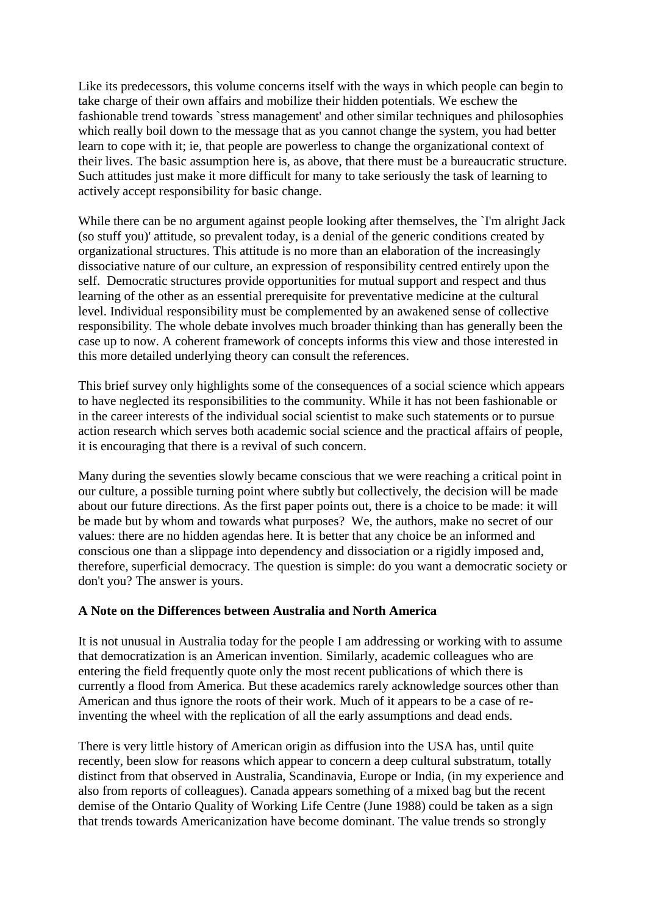Like its predecessors, this volume concerns itself with the ways in which people can begin to take charge of their own affairs and mobilize their hidden potentials. We eschew the fashionable trend towards `stress management' and other similar techniques and philosophies which really boil down to the message that as you cannot change the system, you had better learn to cope with it; ie, that people are powerless to change the organizational context of their lives. The basic assumption here is, as above, that there must be a bureaucratic structure. Such attitudes just make it more difficult for many to take seriously the task of learning to actively accept responsibility for basic change.

While there can be no argument against people looking after themselves, the `I'm alright Jack (so stuff you)' attitude, so prevalent today, is a denial of the generic conditions created by organizational structures. This attitude is no more than an elaboration of the increasingly dissociative nature of our culture, an expression of responsibility centred entirely upon the self. Democratic structures provide opportunities for mutual support and respect and thus learning of the other as an essential prerequisite for preventative medicine at the cultural level. Individual responsibility must be complemented by an awakened sense of collective responsibility. The whole debate involves much broader thinking than has generally been the case up to now. A coherent framework of concepts informs this view and those interested in this more detailed underlying theory can consult the references.

This brief survey only highlights some of the consequences of a social science which appears to have neglected its responsibilities to the community. While it has not been fashionable or in the career interests of the individual social scientist to make such statements or to pursue action research which serves both academic social science and the practical affairs of people, it is encouraging that there is a revival of such concern.

Many during the seventies slowly became conscious that we were reaching a critical point in our culture, a possible turning point where subtly but collectively, the decision will be made about our future directions. As the first paper points out, there is a choice to be made: it will be made but by whom and towards what purposes? We, the authors, make no secret of our values: there are no hidden agendas here. It is better that any choice be an informed and conscious one than a slippage into dependency and dissociation or a rigidly imposed and, therefore, superficial democracy. The question is simple: do you want a democratic society or don't you? The answer is yours.

**A Note on the Differences between Australia and North America**

It is not unusual in Australia today for the people I am addressing or working with to assume that democratization is an American invention. Similarly, academic colleagues who are entering the field frequently quote only the most recent publications of which there is currently a flood from America. But these academics rarely acknowledge sources other than American and thus ignore the roots of their work. Much of it appears to be a case of re-inventing the wheel with the replication of all the early assumptions and dead ends.

There is very little history of American origin as diffusion into the USA has, until quite recently, been slow for reasons which appear to concern a deep cultural substratum, totally distinct from that observed in Australia, Scandinavia, Europe or India, (in my experience and also from reports of colleagues). Canada appears something of a mixed bag but the recent demise of the Ontario Quality of Working Life Centre (June 1988) could be taken as a sign that trends towards Americanization have become dominant. The value trends so strongly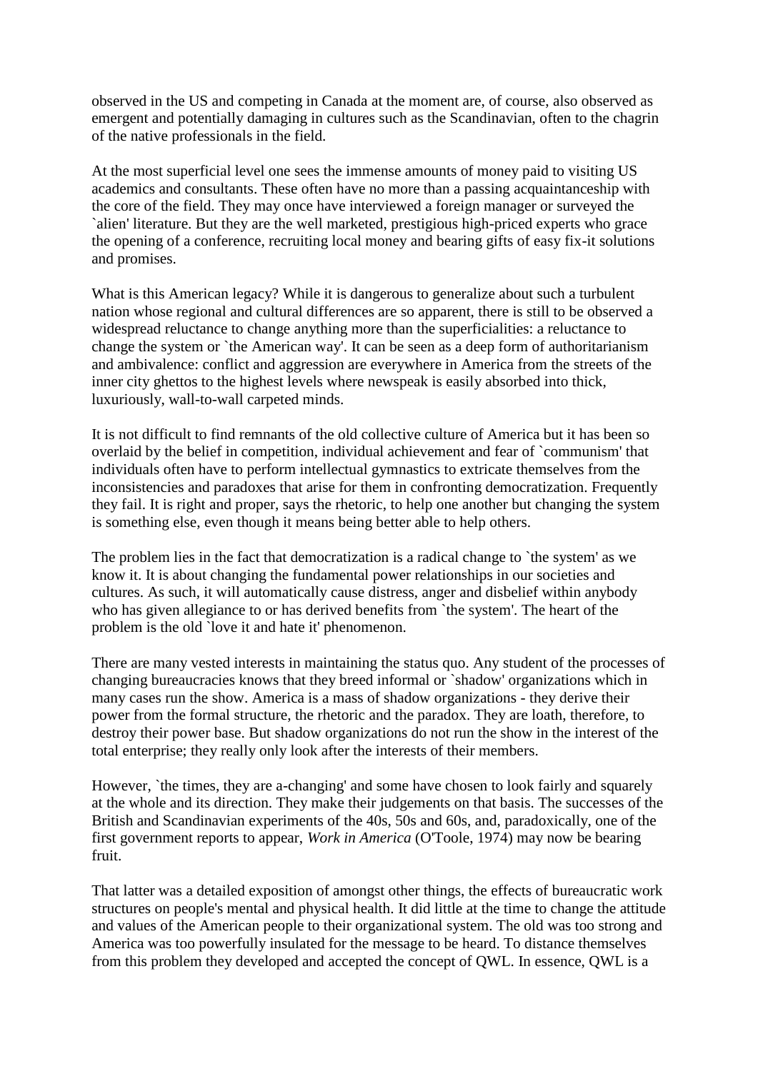observed in the US and competing in Canada at the moment are, of course, also observed as emergent and potentially damaging in cultures such as the Scandinavian, often to the chagrin of the native professionals in the field.

At the most superficial level one sees the immense amounts of money paid to visiting US academics and consultants. These often have no more than a passing acquaintanceship with the core of the field. They may once have interviewed a foreign manager or surveyed the `alien' literature. But they are the well marketed, prestigious high-priced experts who grace the opening of a conference, recruiting local money and bearing gifts of easy fix-it solutions and promises.

What is this American legacy? While it is dangerous to generalize about such a turbulent nation whose regional and cultural differences are so apparent, there is still to be observed a widespread reluctance to change anything more than the superficialities: a reluctance to change the system or `the American way'. It can be seen as a deep form of authoritarianism and ambivalence: conflict and aggression are everywhere in America from the streets of the inner city ghettos to the highest levels where newspeak is easily absorbed into thick, luxuriously, wall-to-wall carpeted minds.

It is not difficult to find remnants of the old collective culture of America but it has been so overlaid by the belief in competition, individual achievement and fear of `communism' that individuals often have to perform intellectual gymnastics to extricate themselves from the inconsistencies and paradoxes that arise for them in confronting democratization. Frequently they fail. It is right and proper, says the rhetoric, to help one another but changing the system is something else, even though it means being better able to help others.

The problem lies in the fact that democratization is a radical change to `the system' as we know it. It is about changing the fundamental power relationships in our societies and cultures. As such, it will automatically cause distress, anger and disbelief within anybody who has given allegiance to or has derived benefits from `the system'. The heart of the problem is the old `love it and hate it' phenomenon.

There are many vested interests in maintaining the status quo. Any student of the processes of changing bureaucracies knows that they breed informal or `shadow' organizations which in many cases run the show. America is a mass of shadow organizations - they derive their power from the formal structure, the rhetoric and the paradox. They are loath, therefore, to destroy their power base. But shadow organizations do not run the show in the interest of the total enterprise; they really only look after the interests of their members.

However, `the times, they are a-changing' and some have chosen to look fairly and squarely at the whole and its direction. They make their judgements on that basis. The successes of the British and Scandinavian experiments of the 40s, 50s and 60s, and, paradoxically, one of the first government reports to appear, *Work in America* (O'Toole, 1974) may now be bearing fruit.

That latter was a detailed exposition of amongst other things, the effects of bureaucratic work structures on people's mental and physical health. It did little at the time to change the attitude and values of the American people to their organizational system. The old was too strong and America was too powerfully insulated for the message to be heard. To distance themselves from this problem they developed and accepted the concept of QWL. In essence, QWL is a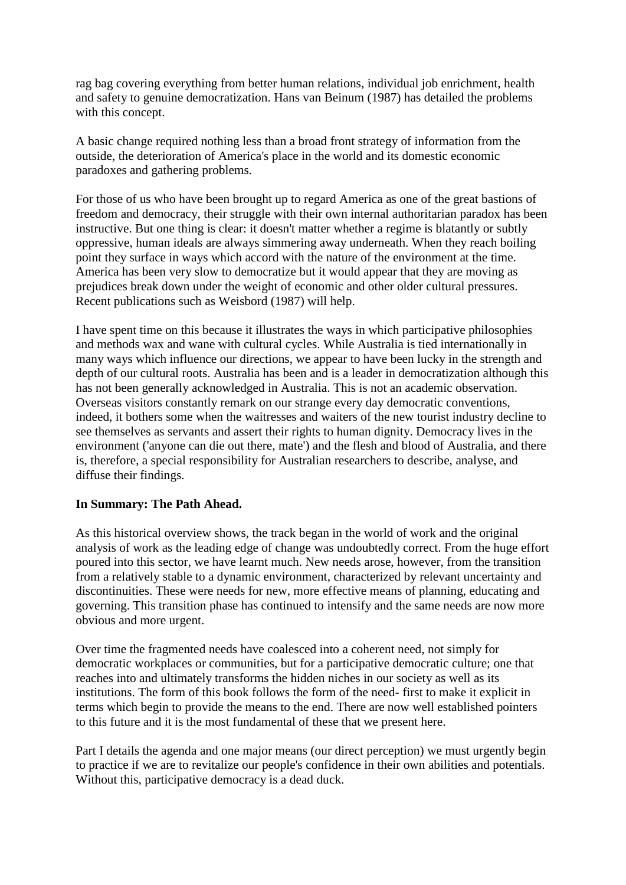rag bag covering everything from better human relations, individual job enrichment, health and safety to genuine democratization. Hans van Beinum (1987) has detailed the problems with this concept.

A basic change required nothing less than a broad front strategy of information from the outside, the deterioration of America's place in the world and its domestic economic paradoxes and gathering problems.

For those of us who have been brought up to regard America as one of the great bastions of freedom and democracy, their struggle with their own internal authoritarian paradox has been instructive. But one thing is clear: it doesn't matter whether a regime is blatantly or subtly oppressive, human ideals are always simmering away underneath. When they reach boiling point they surface in ways which accord with the nature of the environment at the time. America has been very slow to democratize but it would appear that they are moving as prejudices break down under the weight of economic and other older cultural pressures. Recent publications such as Weisbord (1987) will help.

I have spent time on this because it illustrates the ways in which participative philosophies and methods wax and wane with cultural cycles. While Australia is tied internationally in many ways which influence our directions, we appear to have been lucky in the strength and depth of our cultural roots. Australia has been and is a leader in democratization although this has not been generally acknowledged in Australia. This is not an academic observation. Overseas visitors constantly remark on our strange every day democratic conventions, indeed, it bothers some when the waitresses and waiters of the new tourist industry decline to see themselves as servants and assert their rights to human dignity. Democracy lives in the environment ('anyone can die out there, mate') and the flesh and blood of Australia, and there is, therefore, a special responsibility for Australian researchers to describe, analyse, and diffuse their findings.

**In Summary: The Path Ahead.**

As this historical overview shows, the track began in the world of work and the original analysis of work as the leading edge of change was undoubtedly correct. From the huge effort poured into this sector, we have learnt much. New needs arose, however, from the transition from a relatively stable to a dynamic environment, characterized by relevant uncertainty and discontinuities. These were needs for new, more effective means of planning, educating and governing. This transition phase has continued to intensify and the same needs are now more obvious and more urgent.

Over time the fragmented needs have coalesced into a coherent need, not simply for democratic workplaces or communities, but for a participative democratic culture; one that reaches into and ultimately transforms the hidden niches in our society as well as its institutions. The form of this book follows the form of the need- first to make it explicit in terms which begin to provide the means to the end. There are now well established pointers to this future and it is the most fundamental of these that we present here.

Part I details the agenda and one major means (our direct perception) we must urgently begin to practice if we are to revitalize our people's confidence in their own abilities and potentials. Without this, participative democracy is a dead duck.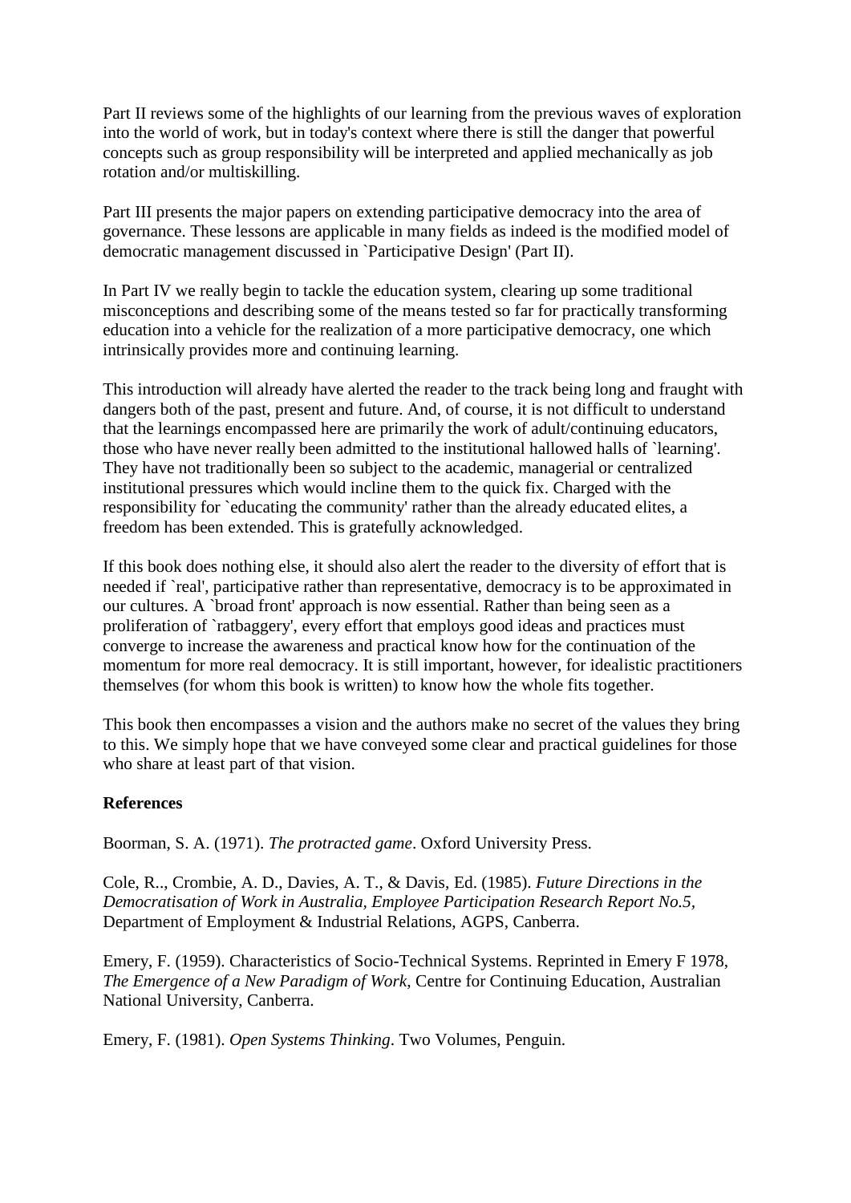Part II reviews some of the highlights of our learning from the previous waves of exploration into the world of work, but in today's context where there is still the danger that powerful concepts such as group responsibility will be interpreted and applied mechanically as job rotation and/or multiskilling.

Part III presents the major papers on extending participative democracy into the area of governance. These lessons are applicable in many fields as indeed is the modified model of democratic management discussed in `Participative Design' (Part II).

In Part IV we really begin to tackle the education system, clearing up some traditional misconceptions and describing some of the means tested so far for practically transforming education into a vehicle for the realization of a more participative democracy, one which intrinsically provides more and continuing learning.

This introduction will already have alerted the reader to the track being long and fraught with dangers both of the past, present and future. And, of course, it is not difficult to understand that the learnings encompassed here are primarily the work of adult/continuing educators, those who have never really been admitted to the institutional hallowed halls of `learning'. They have not traditionally been so subject to the academic, managerial or centralized institutional pressures which would incline them to the quick fix. Charged with the responsibility for `educating the community' rather than the already educated elites, a freedom has been extended. This is gratefully acknowledged.

If this book does nothing else, it should also alert the reader to the diversity of effort that is needed if `real', participative rather than representative, democracy is to be approximated in our cultures. A `broad front' approach is now essential. Rather than being seen as a proliferation of `ratbaggery', every effort that employs good ideas and practices must converge to increase the awareness and practical know how for the continuation of the momentum for more real democracy. It is still important, however, for idealistic practitioners themselves (for whom this book is written) to know how the whole fits together.

This book then encompasses a vision and the authors make no secret of the values they bring to this. We simply hope that we have conveyed some clear and practical guidelines for those who share at least part of that vision.

**References**

Boorman, S. A. (1971). *The protracted game*. Oxford University Press.

Cole, R.., Crombie, A. D., Davies, A. T., & Davis, Ed. (1985). *Future Directions in the Democratisation of Work in Australia, Employee Participation Research Report No.5*, Department of Employment & Industrial Relations, AGPS, Canberra.

Emery, F. (1959). Characteristics of Socio-Technical Systems. Reprinted in Emery F 1978, *The Emergence of a New Paradigm of Work*, Centre for Continuing Education, Australian National University, Canberra.

Emery, F. (1981). *Open Systems Thinking*. Two Volumes, Penguin.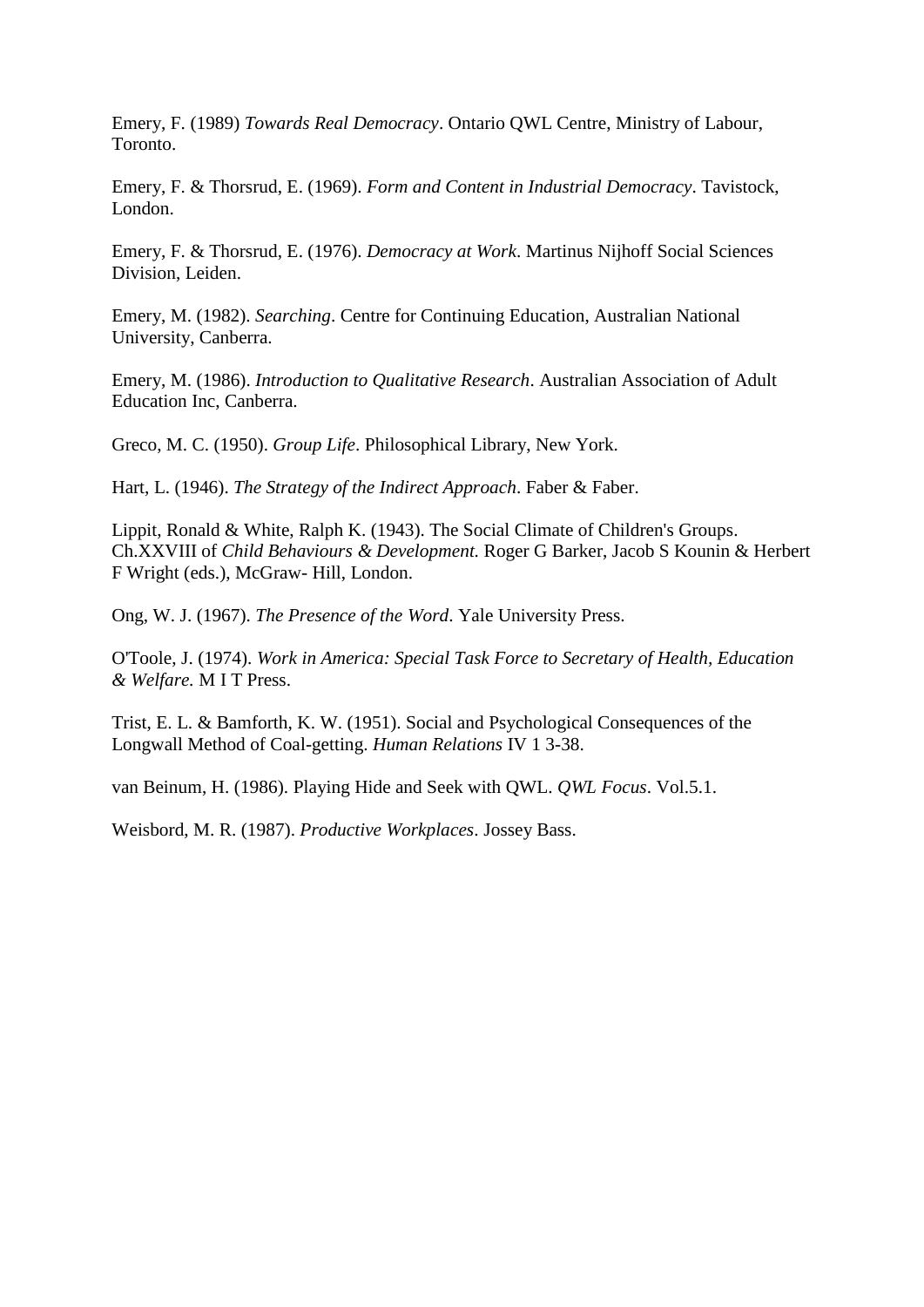Emery, F. (1989) *Towards Real Democracy*. Ontario QWL Centre, Ministry of Labour, Toronto.

Emery, F. & Thorsrud, E. (1969). *Form and Content in Industrial Democracy*. Tavistock, London.

Emery, F. & Thorsrud, E. (1976). *Democracy at Work*. Martinus Nijhoff Social Sciences Division, Leiden.

Emery, M. (1982). *Searching*. Centre for Continuing Education, Australian National University, Canberra.

Emery, M. (1986). *Introduction to Qualitative Research*. Australian Association of Adult Education Inc, Canberra.

Greco, M. C. (1950). *Group Life*. Philosophical Library, New York.

Hart, L. (1946). *The Strategy of the Indirect Approach*. Faber & Faber.

Lippit, Ronald & White, Ralph K. (1943). The Social Climate of Children's Groups. Ch.XXVIII of *Child Behaviours & Development.* Roger G Barker, Jacob S Kounin & Herbert F Wright (eds.), McGraw- Hill, London.

Ong, W. J. (1967). *The Presence of the Word*. Yale University Press.

O'Toole, J. (1974). *Work in America: Special Task Force to Secretary of Health, Education & Welfare.* M I T Press.

Trist, E. L. & Bamforth, K. W. (1951). Social and Psychological Consequences of the Longwall Method of Coal-getting. *Human Relations* IV 1 3-38.

van Beinum, H. (1986). Playing Hide and Seek with QWL. *QWL Focus*. Vol.5.1.

Weisbord, M. R. (1987). *Productive Workplaces*. Jossey Bass.